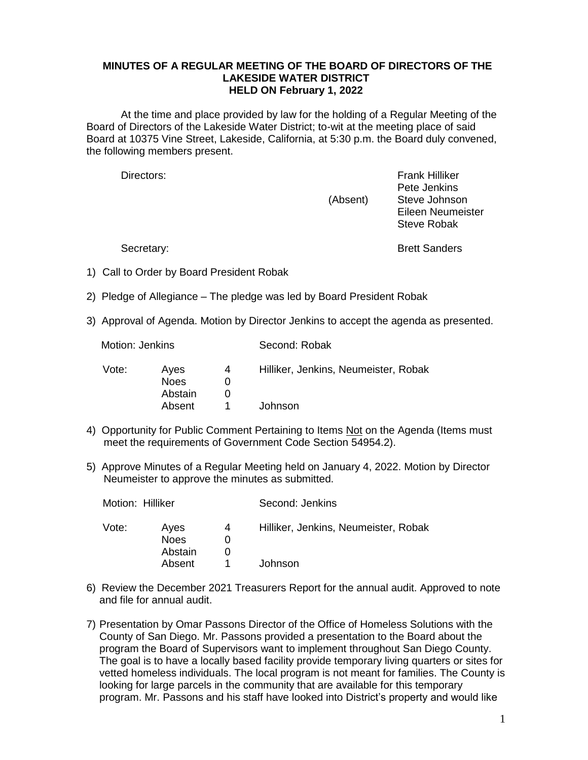**MINUTES OF A REGULAR MEETING OF THE BOARD OF DIRECTORS OF THE LAKESIDE WATER DISTRICT HELD ON February 1, 2022**

At the time and place provided by law for the holding of a Regular Meeting of the Board of Directors of the Lakeside Water District; to-wit at the meeting place of said Board at 10375 Vine Street, Lakeside, California, at 5:30 p.m. the Board duly convened, the following members present.

| | | |
|---|---|---|
| Directors: | | Frank Hilliker |
| | | Pete Jenkins |
| | (Absent) | Steve Johnson |
| | | Eileen Neumeister |
| | | Steve Robak |
| Secretary: | | Brett Sanders |

1) Call to Order by Board President Robak

2) Pledge of Allegiance – The pledge was led by Board President Robak

3) Approval of Agenda. Motion by Director Jenkins to accept the agenda as presented.

   Motion: Jenkins    Second: Robak

   | Vote: | | | |
   |---|---|---|---|
   | | Ayes | 4 | Hilliker, Jenkins, Neumeister, Robak |
   | | Noes | 0 | |
   | | Abstain | 0 | |
   | | Absent | 1 | Johnson |

4) Opportunity for Public Comment Pertaining to Items Not on the Agenda (Items must meet the requirements of Government Code Section 54954.2).

5) Approve Minutes of a Regular Meeting held on January 4, 2022. Motion by Director Neumeister to approve the minutes as submitted.

   Motion: Hilliker    Second: Jenkins

   | Vote: | | | |
   |---|---|---|---|
   | | Ayes | 4 | Hilliker, Jenkins, Neumeister, Robak |
   | | Noes | 0 | |
   | | Abstain | 0 | |
   | | Absent | 1 | Johnson |

6) Review the December 2021 Treasurers Report for the annual audit. Approved to note and file for annual audit.

7) Presentation by Omar Passons Director of the Office of Homeless Solutions with the County of San Diego. Mr. Passons provided a presentation to the Board about the program the Board of Supervisors want to implement throughout San Diego County. The goal is to have a locally based facility provide temporary living quarters or sites for vetted homeless individuals. The local program is not meant for families. The County is looking for large parcels in the community that are available for this temporary program. Mr. Passons and his staff have looked into District's property and would like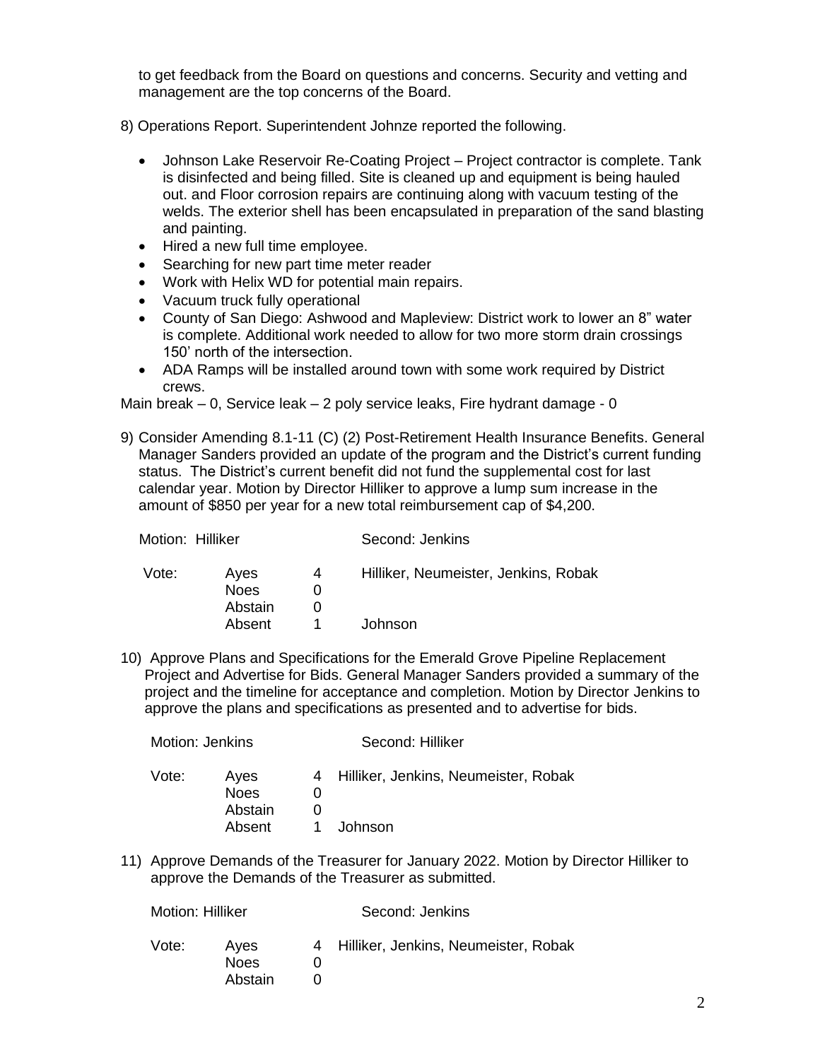to get feedback from the Board on questions and concerns. Security and vetting and management are the top concerns of the Board.

8) Operations Report. Superintendent Johnze reported the following.

- Johnson Lake Reservoir Re-Coating Project – Project contractor is complete. Tank is disinfected and being filled. Site is cleaned up and equipment is being hauled out. and Floor corrosion repairs are continuing along with vacuum testing of the welds. The exterior shell has been encapsulated in preparation of the sand blasting and painting.
- Hired a new full time employee.
- Searching for new part time meter reader
- Work with Helix WD for potential main repairs.
- Vacuum truck fully operational
- County of San Diego: Ashwood and Mapleview: District work to lower an 8" water is complete. Additional work needed to allow for two more storm drain crossings 150' north of the intersection.
- ADA Ramps will be installed around town with some work required by District crews.

Main break – 0, Service leak – 2 poly service leaks, Fire hydrant damage - 0

9) Consider Amending 8.1-11 (C) (2) Post-Retirement Health Insurance Benefits. General Manager Sanders provided an update of the program and the District's current funding status. The District's current benefit did not fund the supplemental cost for last calendar year. Motion by Director Hilliker to approve a lump sum increase in the amount of $850 per year for a new total reimbursement cap of $4,200.

Motion: Hilliker | Second: Jenkins

| Vote: | | | |
|---|---|---|---|
| | Ayes | 4 | Hilliker, Neumeister, Jenkins, Robak |
| | Noes | 0 | |
| | Abstain | 0 | |
| | Absent | 1 | Johnson |

10) Approve Plans and Specifications for the Emerald Grove Pipeline Replacement Project and Advertise for Bids. General Manager Sanders provided a summary of the project and the timeline for acceptance and completion. Motion by Director Jenkins to approve the plans and specifications as presented and to advertise for bids.

Motion: Jenkins | Second: Hilliker

| Vote: | | | |
|---|---|---|---|
| | Ayes | 4 | Hilliker, Jenkins, Neumeister, Robak |
| | Noes | 0 | |
| | Abstain | 0 | |
| | Absent | 1 | Johnson |

11) Approve Demands of the Treasurer for January 2022. Motion by Director Hilliker to approve the Demands of the Treasurer as submitted.

Motion: Hilliker | Second: Jenkins

| Vote: | | | |
|---|---|---|---|
| | Ayes | 4 | Hilliker, Jenkins, Neumeister, Robak |
| | Noes | 0 | |
| | Abstain | 0 | |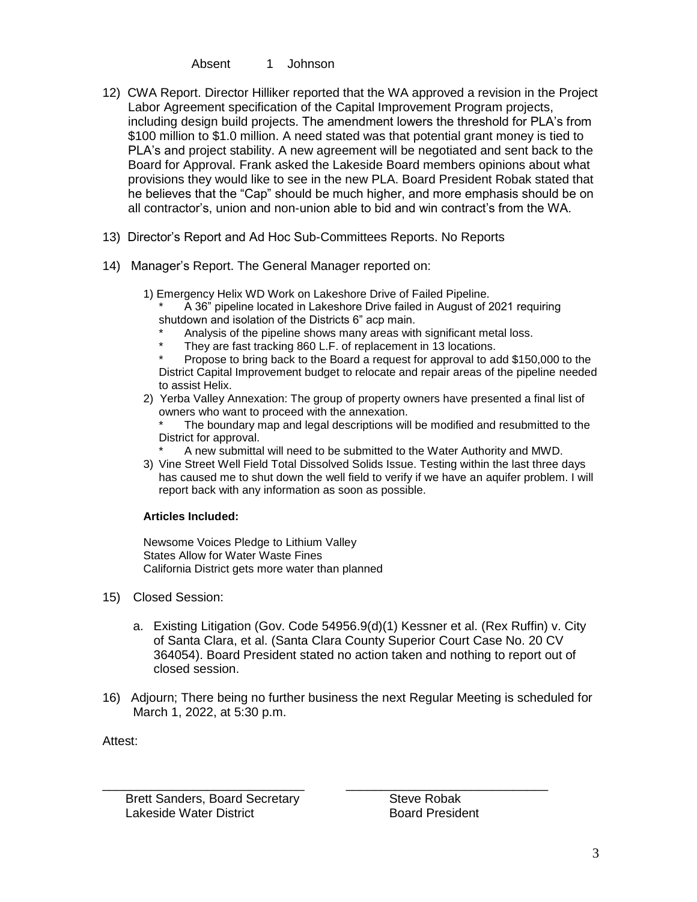Absent 1 Johnson

12) CWA Report. Director Hilliker reported that the WA approved a revision in the Project Labor Agreement specification of the Capital Improvement Program projects, including design build projects. The amendment lowers the threshold for PLA's from \$100 million to \$1.0 million. A need stated was that potential grant money is tied to PLA's and project stability. A new agreement will be negotiated and sent back to the Board for Approval. Frank asked the Lakeside Board members opinions about what provisions they would like to see in the new PLA. Board President Robak stated that he believes that the "Cap" should be much higher, and more emphasis should be on all contractor's, union and non-union able to bid and win contract's from the WA.

13) Director's Report and Ad Hoc Sub-Committees Reports. No Reports

14) Manager's Report. The General Manager reported on:

   1) Emergency Helix WD Work on Lakeshore Drive of Failed Pipeline.
      * A 36" pipeline located in Lakeshore Drive failed in August of 2021 requiring shutdown and isolation of the Districts 6" acp main.
      * Analysis of the pipeline shows many areas with significant metal loss.
      * They are fast tracking 860 L.F. of replacement in 13 locations.
      * Propose to bring back to the Board a request for approval to add \$150,000 to the District Capital Improvement budget to relocate and repair areas of the pipeline needed to assist Helix.
   2) Yerba Valley Annexation: The group of property owners have presented a final list of owners who want to proceed with the annexation.
      * The boundary map and legal descriptions will be modified and resubmitted to the District for approval.
      * A new submittal will need to be submitted to the Water Authority and MWD.
   3) Vine Street Well Field Total Dissolved Solids Issue. Testing within the last three days has caused me to shut down the well field to verify if we have an aquifer problem. I will report back with any information as soon as possible.

   **Articles Included:**

   Newsome Voices Pledge to Lithium Valley
   States Allow for Water Waste Fines
   California District gets more water than planned

15) Closed Session:

   a. Existing Litigation (Gov. Code 54956.9(d)(1) Kessner et al. (Rex Ruffin) v. City of Santa Clara, et al. (Santa Clara County Superior Court Case No. 20 CV 364054). Board President stated no action taken and nothing to report out of closed session.

16) Adjourn; There being no further business the next Regular Meeting is scheduled for March 1, 2022, at 5:30 p.m.

Attest:

\_\_\_\_\_\_\_\_\_\_\_\_\_\_\_\_\_\_\_\_\_\_\_\_\_\_\_\_\_\_ \_\_\_\_\_\_\_\_\_\_\_\_\_\_\_\_\_\_\_\_\_\_\_\_\_\_\_\_\_\_

Brett Sanders, Board Secretary
Lakeside Water District

Steve Robak
Board President